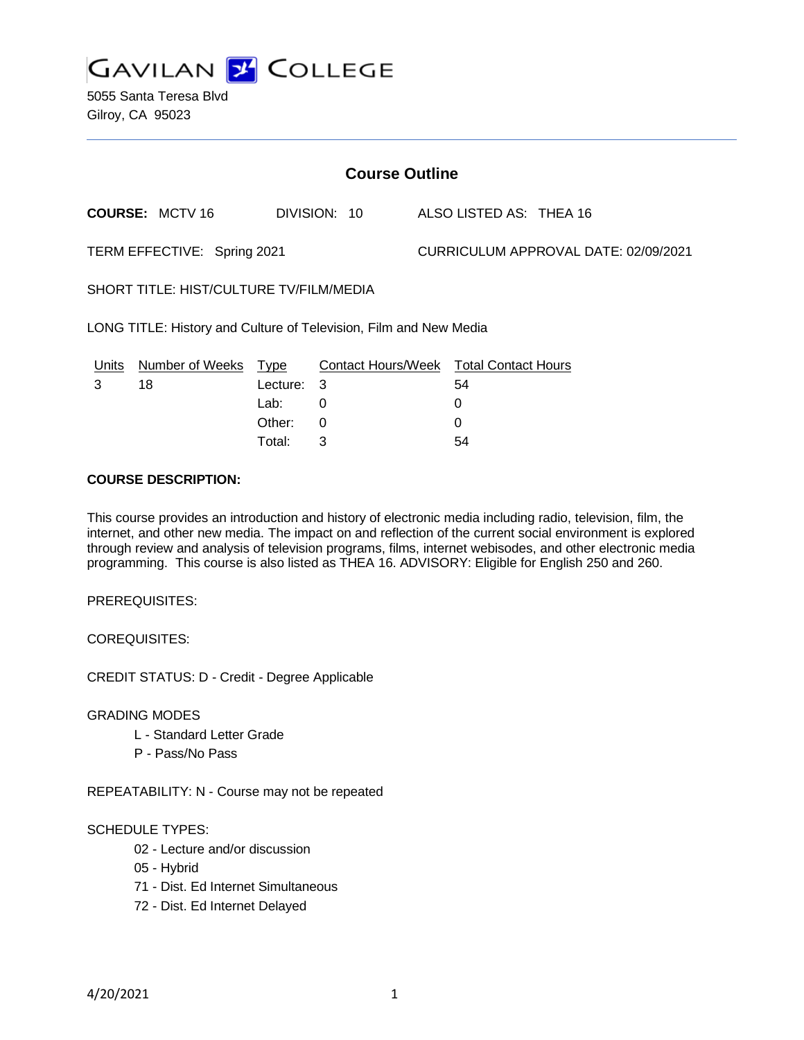# GAVILAN COLLEGE

5055 Santa Teresa Blvd
Gilroy, CA 95023

## Course Outline

**COURSE:** MCTV 16 DIVISION: 10 ALSO LISTED AS: THEA 16

TERM EFFECTIVE: Spring 2021 CURRICULUM APPROVAL DATE: 02/09/2021

SHORT TITLE: HIST/CULTURE TV/FILM/MEDIA

LONG TITLE: History and Culture of Television, Film and New Media

| Units | Number of Weeks | Type | Contact Hours/Week | Total Contact Hours |
|---|---|---|---|---|
| 3 | 18 | Lecture: | 3 | 54 |
| | | Lab: | 0 | 0 |
| | | Other: | 0 | 0 |
| | | Total: | 3 | 54 |

**COURSE DESCRIPTION:**

This course provides an introduction and history of electronic media including radio, television, film, the internet, and other new media. The impact on and reflection of the current social environment is explored through review and analysis of television programs, films, internet webisodes, and other electronic media programming. This course is also listed as THEA 16. ADVISORY: Eligible for English 250 and 260.

PREREQUISITES:

COREQUISITES:

CREDIT STATUS: D - Credit - Degree Applicable

GRADING MODES

- L - Standard Letter Grade
- P - Pass/No Pass

REPEATABILITY: N - Course may not be repeated

SCHEDULE TYPES:

- 02 - Lecture and/or discussion
- 05 - Hybrid
- 71 - Dist. Ed Internet Simultaneous
- 72 - Dist. Ed Internet Delayed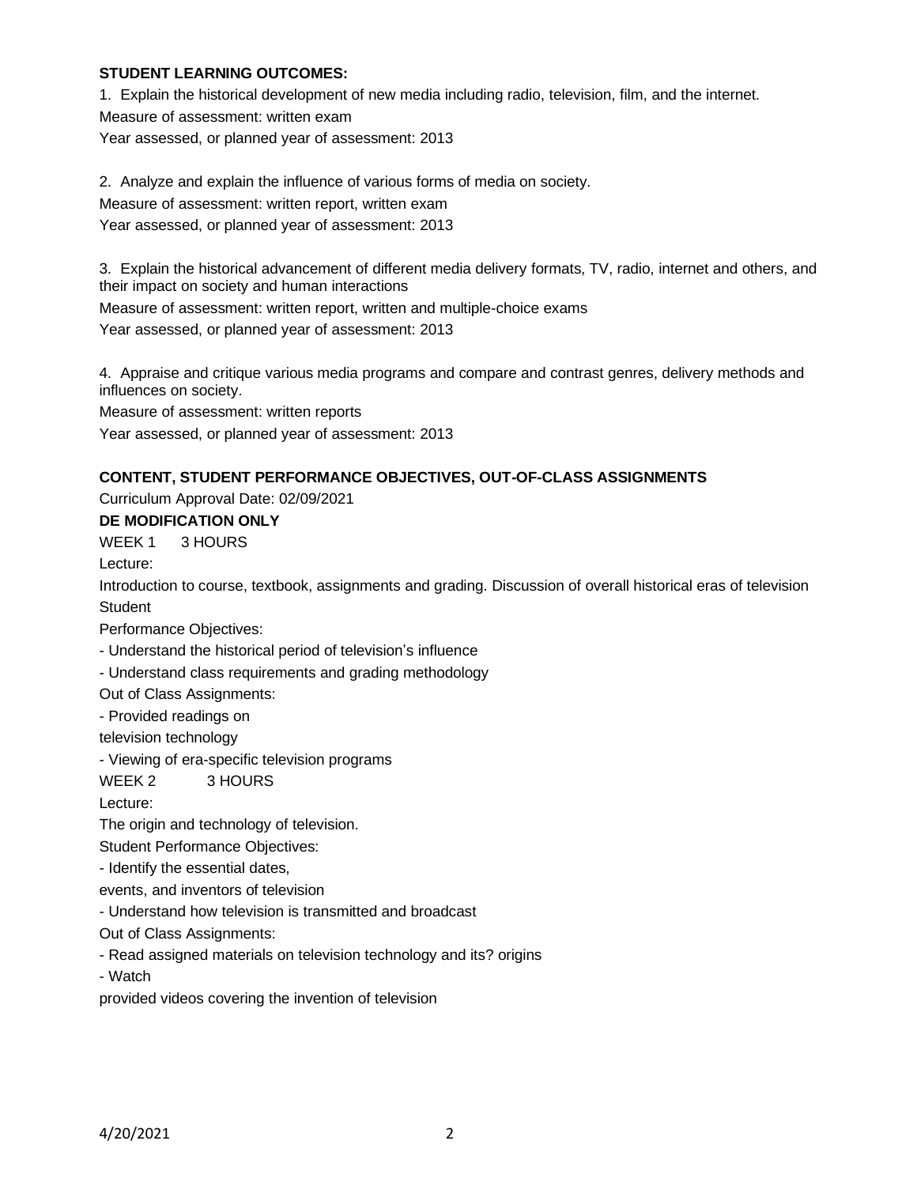**STUDENT LEARNING OUTCOMES:**

1. Explain the historical development of new media including radio, television, film, and the internet.
Measure of assessment: written exam
Year assessed, or planned year of assessment: 2013

2. Analyze and explain the influence of various forms of media on society.
Measure of assessment: written report, written exam
Year assessed, or planned year of assessment: 2013

3. Explain the historical advancement of different media delivery formats, TV, radio, internet and others, and their impact on society and human interactions
Measure of assessment: written report, written and multiple-choice exams
Year assessed, or planned year of assessment: 2013

4. Appraise and critique various media programs and compare and contrast genres, delivery methods and influences on society.
Measure of assessment: written reports
Year assessed, or planned year of assessment: 2013

**CONTENT, STUDENT PERFORMANCE OBJECTIVES, OUT-OF-CLASS ASSIGNMENTS**

Curriculum Approval Date: 02/09/2021

**DE MODIFICATION ONLY**

WEEK 1 3 HOURS

Lecture:

Introduction to course, textbook, assignments and grading. Discussion of overall historical eras of television

Student

Performance Objectives:

- Understand the historical period of television's influence
- Understand class requirements and grading methodology

Out of Class Assignments:

- Provided readings on
television technology
- Viewing of era-specific television programs

WEEK 2 3 HOURS

Lecture:

The origin and technology of television.

Student Performance Objectives:

- Identify the essential dates,
events, and inventors of television
- Understand how television is transmitted and broadcast

Out of Class Assignments:

- Read assigned materials on television technology and its? origins
- Watch
provided videos covering the invention of television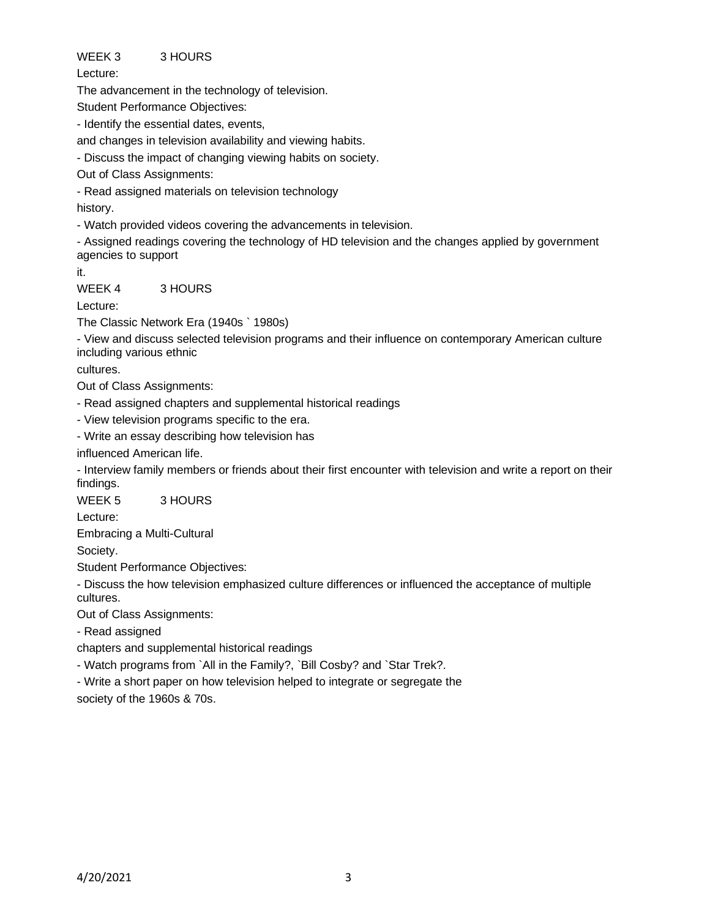WEEK 3 3 HOURS

Lecture:

The advancement in the technology of television.

Student Performance Objectives:

- Identify the essential dates, events, and changes in television availability and viewing habits.
- Discuss the impact of changing viewing habits on society.

Out of Class Assignments:

- Read assigned materials on television technology history.
- Watch provided videos covering the advancements in television.
- Assigned readings covering the technology of HD television and the changes applied by government agencies to support it.

WEEK 4 3 HOURS

Lecture:

The Classic Network Era (1940s ` 1980s)

- View and discuss selected television programs and their influence on contemporary American culture including various ethnic cultures.

Out of Class Assignments:

- Read assigned chapters and supplemental historical readings
- View television programs specific to the era.
- Write an essay describing how television has influenced American life.
- Interview family members or friends about their first encounter with television and write a report on their findings.

WEEK 5 3 HOURS

Lecture:

Embracing a Multi-Cultural Society.

Student Performance Objectives:

- Discuss the how television emphasized culture differences or influenced the acceptance of multiple cultures.

Out of Class Assignments:

- Read assigned chapters and supplemental historical readings
- Watch programs from `All in the Family?, `Bill Cosby? and `Star Trek?.
- Write a short paper on how television helped to integrate or segregate the society of the 1960s & 70s.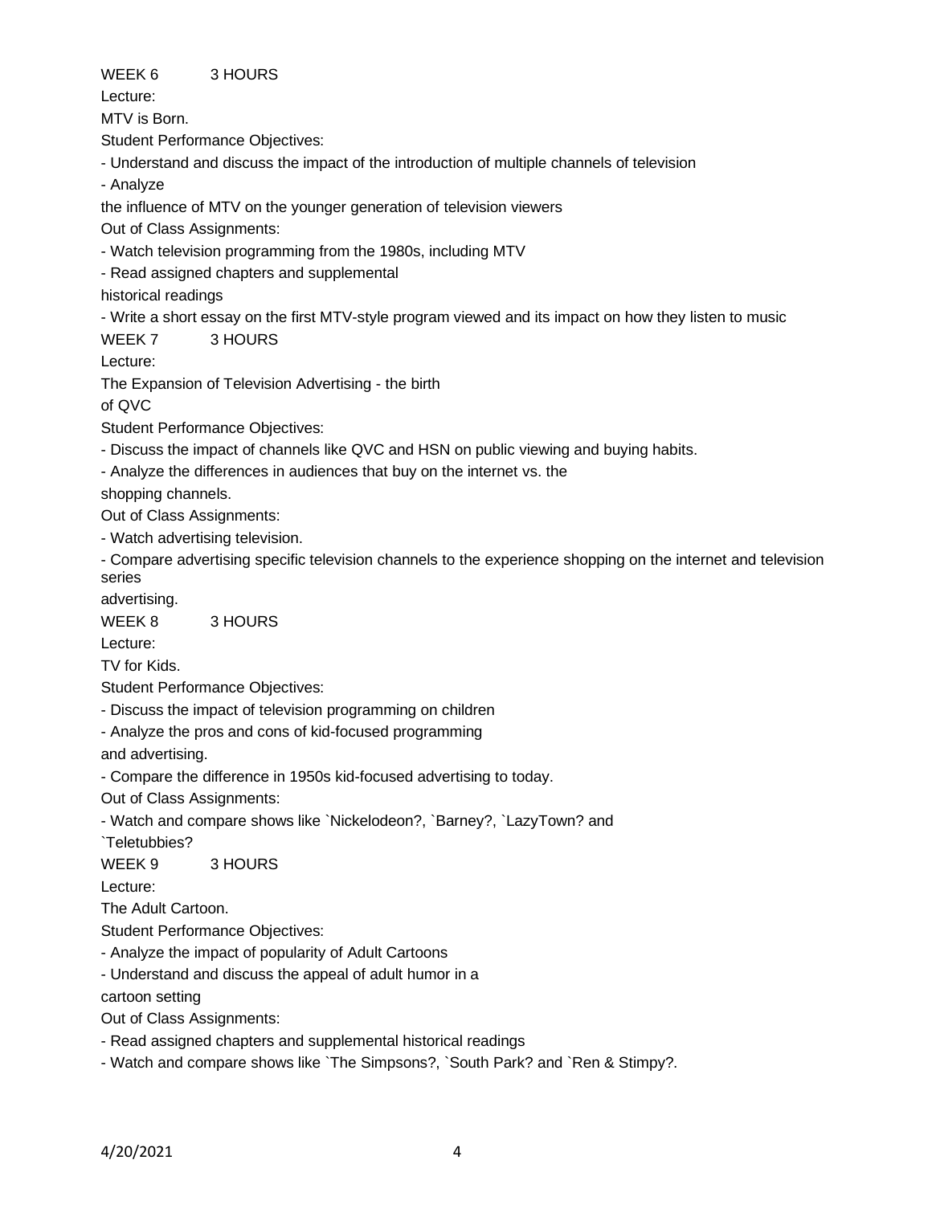WEEK 6 3 HOURS

Lecture:

MTV is Born.

Student Performance Objectives:

- Understand and discuss the impact of the introduction of multiple channels of television
- Analyze
the influence of MTV on the younger generation of television viewers

Out of Class Assignments:

- Watch television programming from the 1980s, including MTV
- Read assigned chapters and supplemental
historical readings
- Write a short essay on the first MTV-style program viewed and its impact on how they listen to music

WEEK 7 3 HOURS

Lecture:

The Expansion of Television Advertising - the birth
of QVC

Student Performance Objectives:

- Discuss the impact of channels like QVC and HSN on public viewing and buying habits.
- Analyze the differences in audiences that buy on the internet vs. the
shopping channels.

Out of Class Assignments:

- Watch advertising television.
- Compare advertising specific television channels to the experience shopping on the internet and television series
advertising.

WEEK 8 3 HOURS

Lecture:

TV for Kids.

Student Performance Objectives:

- Discuss the impact of television programming on children
- Analyze the pros and cons of kid-focused programming
and advertising.
- Compare the difference in 1950s kid-focused advertising to today.

Out of Class Assignments:

- Watch and compare shows like `Nickelodeon?, `Barney?, `LazyTown? and
`Teletubbies?

WEEK 9 3 HOURS

Lecture:

The Adult Cartoon.

Student Performance Objectives:

- Analyze the impact of popularity of Adult Cartoons
- Understand and discuss the appeal of adult humor in a
cartoon setting

Out of Class Assignments:

- Read assigned chapters and supplemental historical readings
- Watch and compare shows like `The Simpsons?, `South Park? and `Ren & Stimpy?.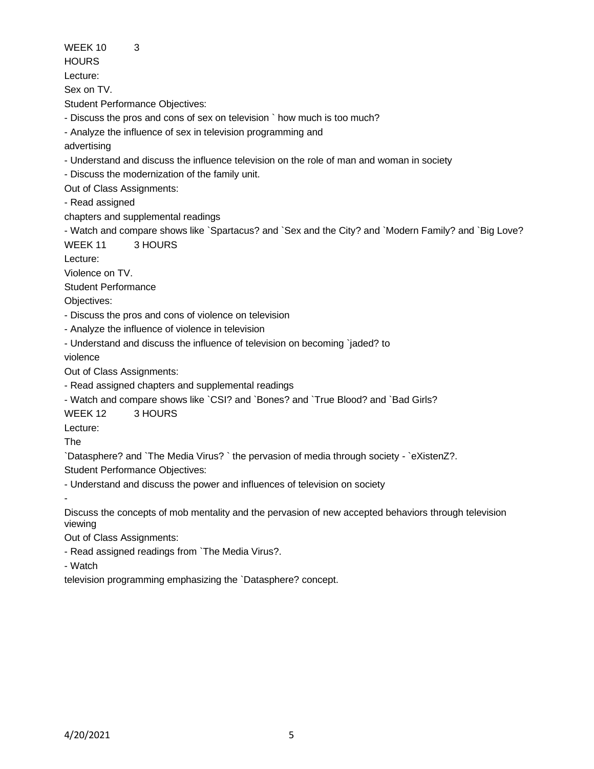WEEK 10 3 HOURS

Lecture:

Sex on TV.

Student Performance Objectives:

- Discuss the pros and cons of sex on television ` how much is too much?
- Analyze the influence of sex in television programming and advertising
- Understand and discuss the influence television on the role of man and woman in society
- Discuss the modernization of the family unit.

Out of Class Assignments:

- Read assigned chapters and supplemental readings
- Watch and compare shows like `Spartacus? and `Sex and the City? and `Modern Family? and `Big Love?

WEEK 11 3 HOURS

Lecture:

Violence on TV.

Student Performance Objectives:

- Discuss the pros and cons of violence on television
- Analyze the influence of violence in television
- Understand and discuss the influence of television on becoming `jaded? to violence

Out of Class Assignments:

- Read assigned chapters and supplemental readings
- Watch and compare shows like `CSI? and `Bones? and `True Blood? and `Bad Girls?

WEEK 12 3 HOURS

Lecture:

The `Datasphere? and `The Media Virus? ` the pervasion of media through society - `eXistenZ?.

Student Performance Objectives:

- Understand and discuss the power and influences of television on society
- Discuss the concepts of mob mentality and the pervasion of new accepted behaviors through television viewing

Out of Class Assignments:

- Read assigned readings from `The Media Virus?.
- Watch television programming emphasizing the `Datasphere? concept.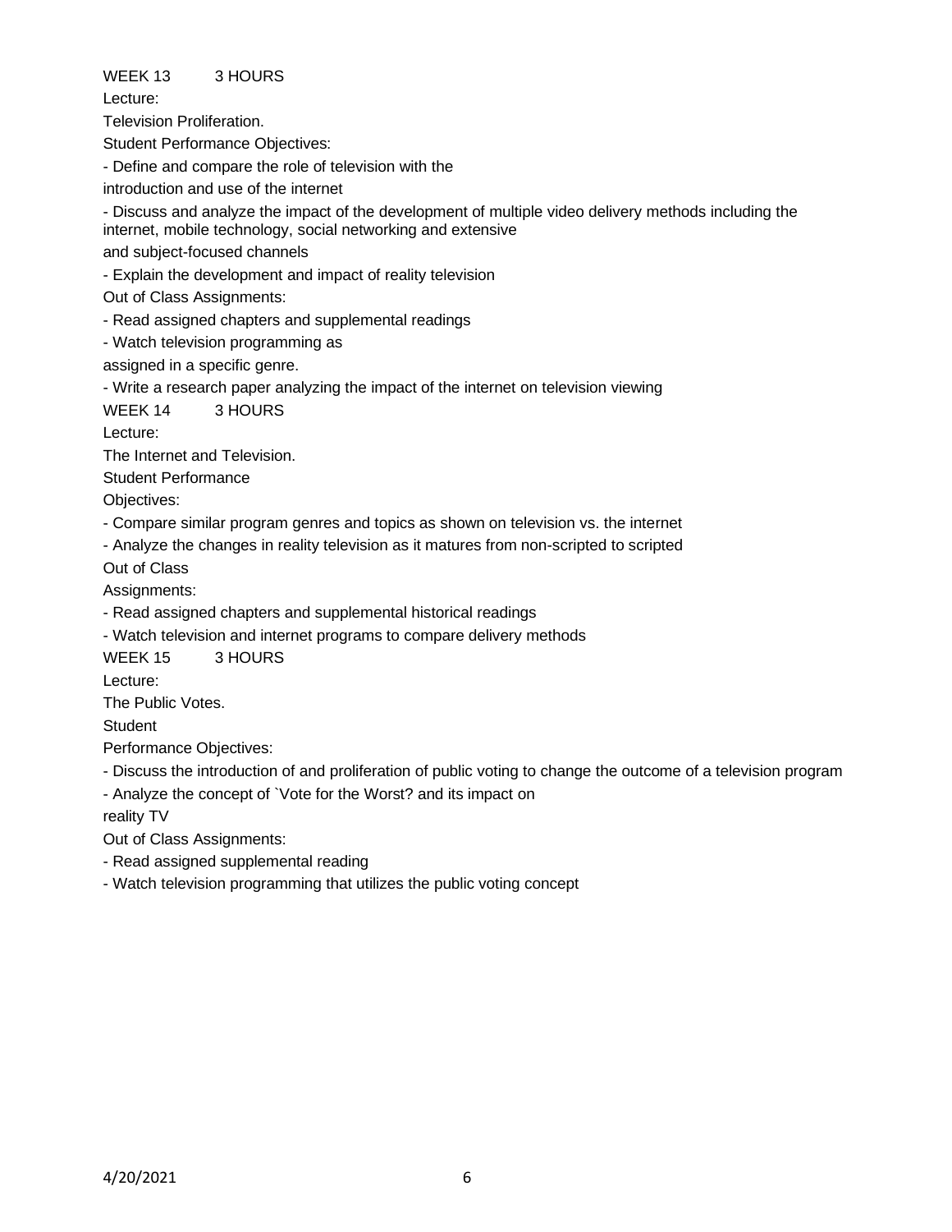WEEK 13 3 HOURS

Lecture:

Television Proliferation.

Student Performance Objectives:

- Define and compare the role of television with the introduction and use of the internet
- Discuss and analyze the impact of the development of multiple video delivery methods including the internet, mobile technology, social networking and extensive and subject-focused channels
- Explain the development and impact of reality television

Out of Class Assignments:

- Read assigned chapters and supplemental readings
- Watch television programming as assigned in a specific genre.
- Write a research paper analyzing the impact of the internet on television viewing

WEEK 14 3 HOURS

Lecture:

The Internet and Television.

Student Performance Objectives:

- Compare similar program genres and topics as shown on television vs. the internet
- Analyze the changes in reality television as it matures from non-scripted to scripted

Out of Class Assignments:

- Read assigned chapters and supplemental historical readings
- Watch television and internet programs to compare delivery methods

WEEK 15 3 HOURS

Lecture:

The Public Votes.

Student Performance Objectives:

- Discuss the introduction of and proliferation of public voting to change the outcome of a television program
- Analyze the concept of `Vote for the Worst? and its impact on reality TV

Out of Class Assignments:

- Read assigned supplemental reading
- Watch television programming that utilizes the public voting concept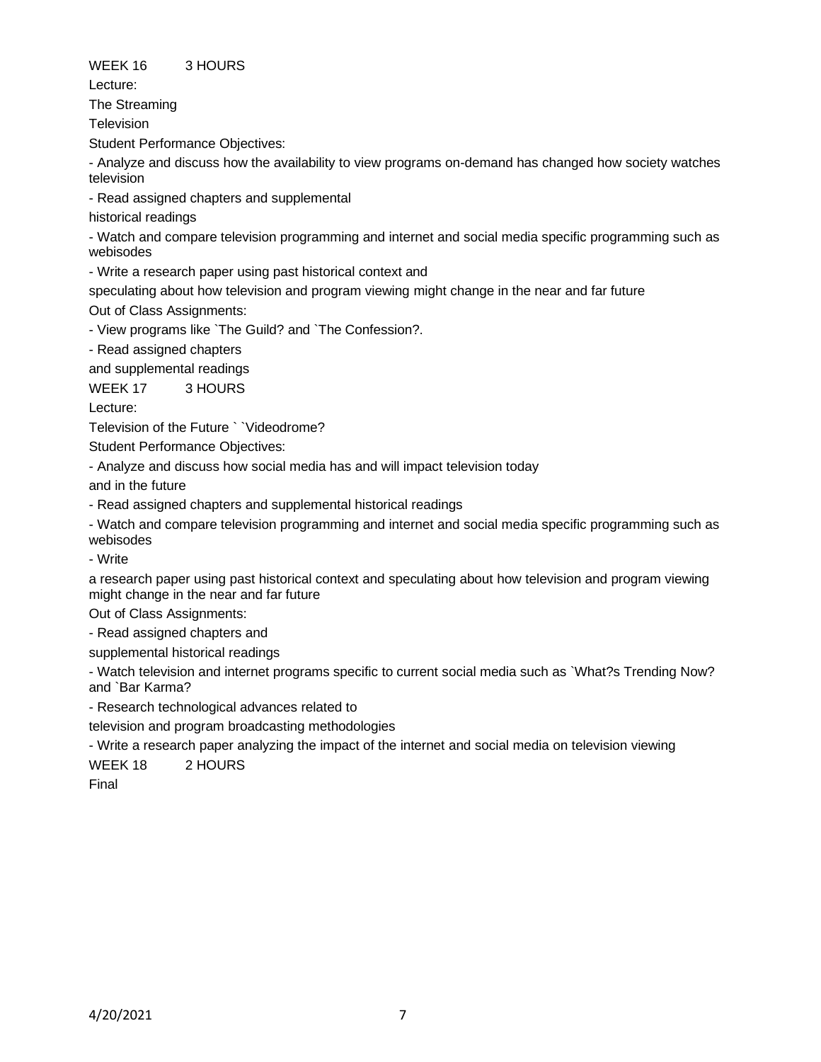WEEK 16 3 HOURS

Lecture:

The Streaming

Television

Student Performance Objectives:

- Analyze and discuss how the availability to view programs on-demand has changed how society watches television
- Read assigned chapters and supplemental historical readings
- Watch and compare television programming and internet and social media specific programming such as webisodes
- Write a research paper using past historical context and speculating about how television and program viewing might change in the near and far future

Out of Class Assignments:

- View programs like `The Guild? and `The Confession?.
- Read assigned chapters and supplemental readings

WEEK 17 3 HOURS

Lecture:

Television of the Future ` `Videodrome?

Student Performance Objectives:

- Analyze and discuss how social media has and will impact television today and in the future
- Read assigned chapters and supplemental historical readings
- Watch and compare television programming and internet and social media specific programming such as webisodes
- Write a research paper using past historical context and speculating about how television and program viewing might change in the near and far future

Out of Class Assignments:

- Read assigned chapters and supplemental historical readings
- Watch television and internet programs specific to current social media such as `What?s Trending Now? and `Bar Karma?
- Research technological advances related to television and program broadcasting methodologies
- Write a research paper analyzing the impact of the internet and social media on television viewing

WEEK 18 2 HOURS

Final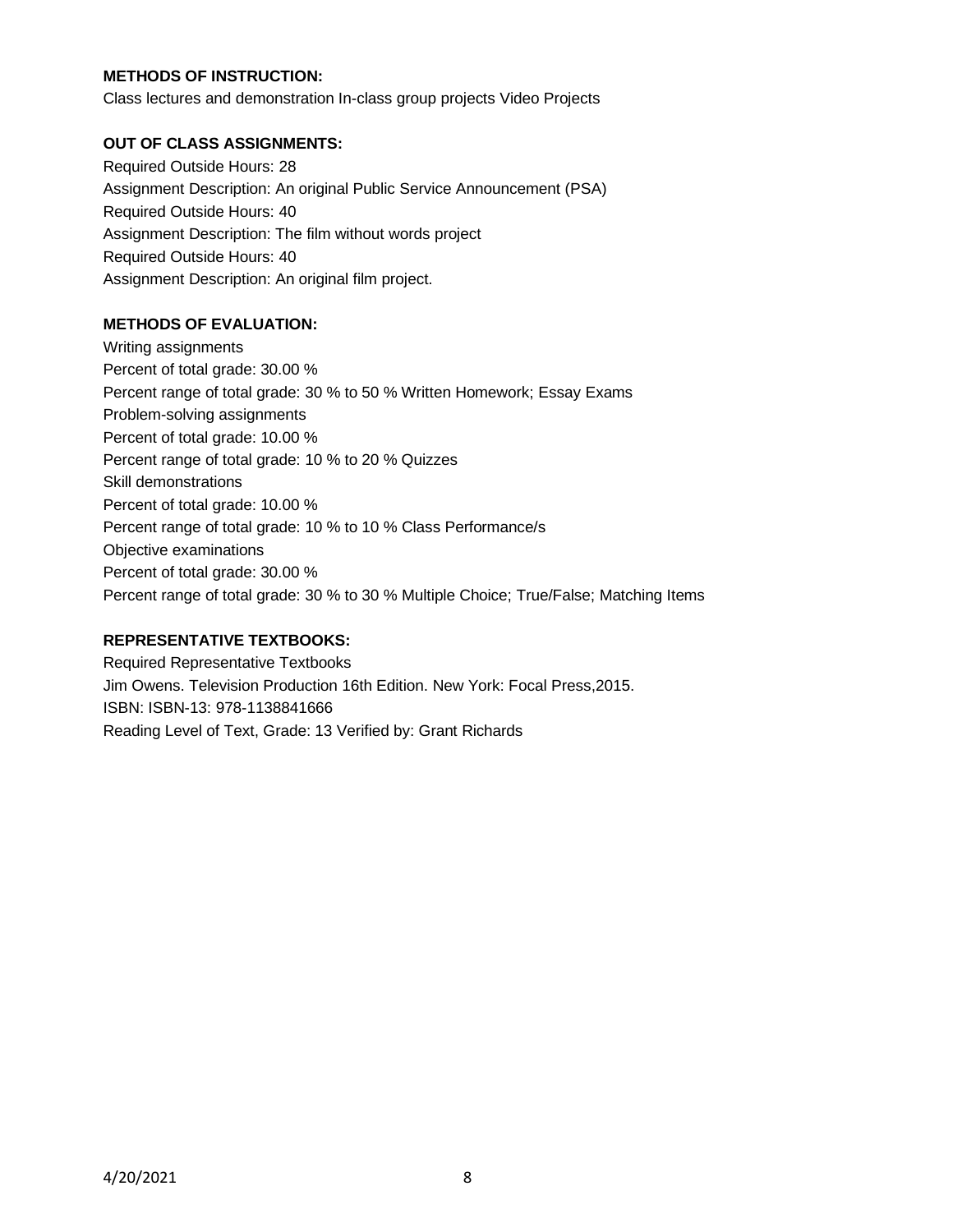**METHODS OF INSTRUCTION:**

Class lectures and demonstration In-class group projects Video Projects

**OUT OF CLASS ASSIGNMENTS:**

Required Outside Hours: 28
Assignment Description: An original Public Service Announcement (PSA)
Required Outside Hours: 40
Assignment Description: The film without words project
Required Outside Hours: 40
Assignment Description: An original film project.

**METHODS OF EVALUATION:**

Writing assignments
Percent of total grade: 30.00 %
Percent range of total grade: 30 % to 50 % Written Homework; Essay Exams
Problem-solving assignments
Percent of total grade: 10.00 %
Percent range of total grade: 10 % to 20 % Quizzes
Skill demonstrations
Percent of total grade: 10.00 %
Percent range of total grade: 10 % to 10 % Class Performance/s
Objective examinations
Percent of total grade: 30.00 %
Percent range of total grade: 30 % to 30 % Multiple Choice; True/False; Matching Items

**REPRESENTATIVE TEXTBOOKS:**

Required Representative Textbooks
Jim Owens. Television Production 16th Edition. New York: Focal Press,2015.
ISBN: ISBN-13: 978-1138841666
Reading Level of Text, Grade: 13 Verified by: Grant Richards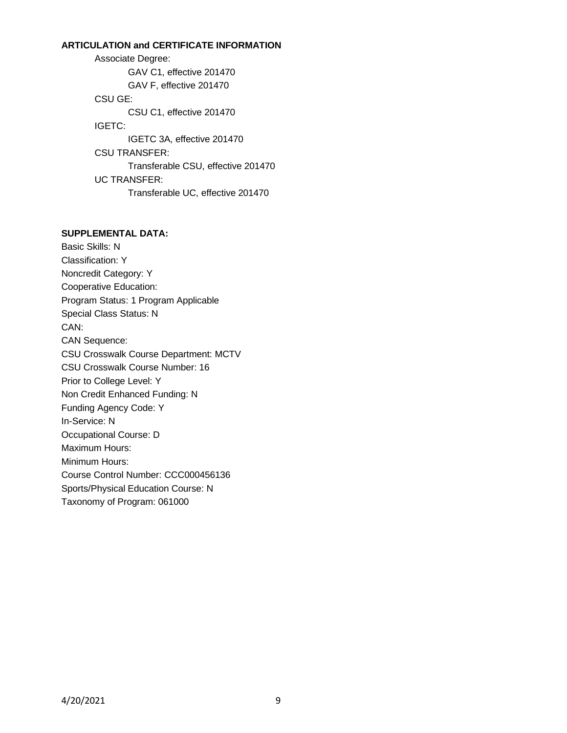**ARTICULATION and CERTIFICATE INFORMATION**

Associate Degree:

GAV C1, effective 201470

GAV F, effective 201470

CSU GE:

CSU C1, effective 201470

IGETC:

IGETC 3A, effective 201470

CSU TRANSFER:

Transferable CSU, effective 201470

UC TRANSFER:

Transferable UC, effective 201470

**SUPPLEMENTAL DATA:**

Basic Skills: N
Classification: Y
Noncredit Category: Y
Cooperative Education:
Program Status: 1 Program Applicable
Special Class Status: N
CAN:
CAN Sequence:
CSU Crosswalk Course Department: MCTV
CSU Crosswalk Course Number: 16
Prior to College Level: Y
Non Credit Enhanced Funding: N
Funding Agency Code: Y
In-Service: N
Occupational Course: D
Maximum Hours:
Minimum Hours:
Course Control Number: CCC000456136
Sports/Physical Education Course: N
Taxonomy of Program: 061000